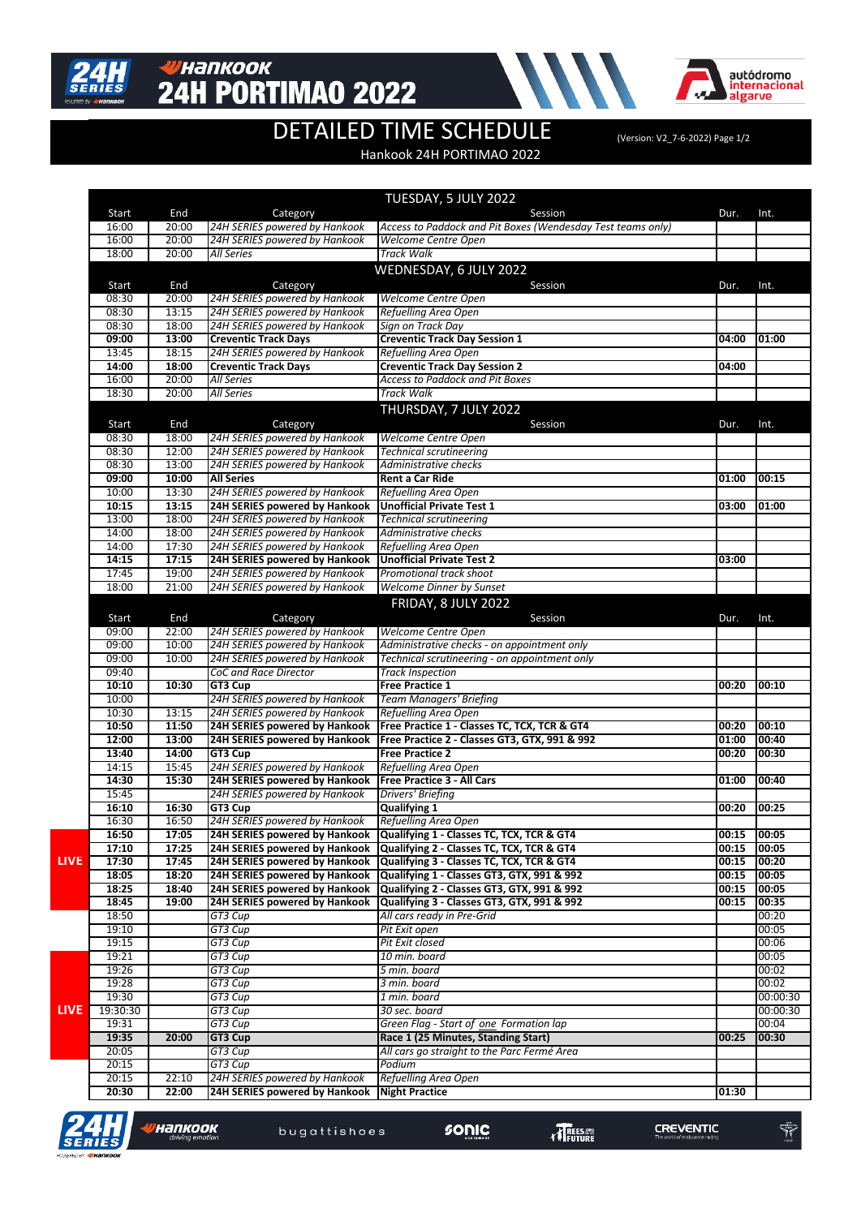# HANKOOK 24H PORTIMAO 2022

## DETAILED TIME SCHEDULE

(Version: V2_7-6-2022) Page 1/2

Hankook 24H PORTIMAO 2022

### TUESDAY, 5 JULY 2022

| Start | End | Category | Session | Dur. | Int. |
|---|---|---|---|---|---|
| 16:00 | 20:00 | *24H SERIES powered by Hankook* | *Access to Paddock and Pit Boxes (Wendesday Test teams only)* | | |
| 16:00 | 20:00 | *24H SERIES powered by Hankook* | *Welcome Centre Open* | | |
| 18:00 | 20:00 | *All Series* | *Track Walk* | | |

### WEDNESDAY, 6 JULY 2022

| Start | End | Category | Session | Dur. | Int. |
|---|---|---|---|---|---|
| 08:30 | 20:00 | *24H SERIES powered by Hankook* | *Welcome Centre Open* | | |
| 08:30 | 13:15 | *24H SERIES powered by Hankook* | *Refuelling Area Open* | | |
| 08:30 | 18:00 | *24H SERIES powered by Hankook* | *Sign on Track Day* | | |
| **09:00** | **13:00** | **Creventic Track Days** | **Creventic Track Day Session 1** | **04:00** | **01:00** |
| 13:45 | 18:15 | *24H SERIES powered by Hankook* | *Refuelling Area Open* | | |
| **14:00** | **18:00** | **Creventic Track Days** | **Creventic Track Day Session 2** | **04:00** | |
| 16:00 | 20:00 | *All Series* | *Access to Paddock and Pit Boxes* | | |
| 18:30 | 20:00 | *All Series* | *Track Walk* | | |

### THURSDAY, 7 JULY 2022

| Start | End | Category | Session | Dur. | Int. |
|---|---|---|---|---|---|
| 08:30 | 18:00 | *24H SERIES powered by Hankook* | *Welcome Centre Open* | | |
| 08:30 | 12:00 | *24H SERIES powered by Hankook* | *Technical scrutineering* | | |
| 08:30 | 13:00 | *24H SERIES powered by Hankook* | *Administrative checks* | | |
| **09:00** | **10:00** | **All Series** | **Rent a Car Ride** | **01:00** | **00:15** |
| 10:00 | 13:30 | *24H SERIES powered by Hankook* | *Refuelling Area Open* | | |
| **10:15** | **13:15** | **24H SERIES powered by Hankook** | **Unofficial Private Test 1** | **03:00** | **01:00** |
| 13:00 | 18:00 | *24H SERIES powered by Hankook* | *Technical scrutineering* | | |
| 14:00 | 18:00 | *24H SERIES powered by Hankook* | *Administrative checks* | | |
| 14:00 | 17:30 | *24H SERIES powered by Hankook* | *Refuelling Area Open* | | |
| **14:15** | **17:15** | **24H SERIES powered by Hankook** | **Unofficial Private Test 2** | **03:00** | |
| 17:45 | 19:00 | *24H SERIES powered by Hankook* | *Promotional track shoot* | | |
| 18:00 | 21:00 | *24H SERIES powered by Hankook* | *Welcome Dinner by Sunset* | | |

### FRIDAY, 8 JULY 2022

| | Start | End | Category | Session | Dur. | Int. |
|---|---|---|---|---|---|---|
| | 09:00 | 22:00 | *24H SERIES powered by Hankook* | *Welcome Centre Open* | | |
| | 09:00 | 10:00 | *24H SERIES powered by Hankook* | *Administrative checks - on appointment only* | | |
| | 09:00 | 10:00 | *24H SERIES powered by Hankook* | *Technical scrutineering - on appointment only* | | |
| | 09:40 | | *CoC and Race Director* | *Track Inspection* | | |
| | **10:10** | **10:30** | **GT3 Cup** | **Free Practice 1** | **00:20** | **00:10** |
| | 10:00 | | *24H SERIES powered by Hankook* | *Team Managers' Briefing* | | |
| | 10:30 | 13:15 | *24H SERIES powered by Hankook* | *Refuelling Area Open* | | |
| | **10:50** | **11:50** | **24H SERIES powered by Hankook** | **Free Practice 1 - Classes TC, TCX, TCR & GT4** | **00:20** | **00:10** |
| | **12:00** | **13:00** | **24H SERIES powered by Hankook** | **Free Practice 2 - Classes GT3, GTX, 991 & 992** | **01:00** | **00:40** |
| | **13:40** | **14:00** | **GT3 Cup** | **Free Practice 2** | **00:20** | **00:30** |
| | 14:15 | 15:45 | *24H SERIES powered by Hankook* | *Refuelling Area Open* | | |
| | **14:30** | **15:30** | **24H SERIES powered by Hankook** | **Free Practice 3 - All Cars** | **01:00** | **00:40** |
| | 15:45 | | *24H SERIES powered by Hankook* | *Drivers' Briefing* | | |
| | **16:10** | **16:30** | **GT3 Cup** | **Qualifying 1** | **00:20** | **00:25** |
| | 16:30 | 16:50 | *24H SERIES powered by Hankook* | *Refuelling Area Open* | | |
| LIVE | **16:50** | **17:05** | **24H SERIES powered by Hankook** | **Qualifying 1 - Classes TC, TCX, TCR & GT4** | **00:15** | **00:05** |
| LIVE | **17:10** | **17:25** | **24H SERIES powered by Hankook** | **Qualifying 2 - Classes TC, TCX, TCR & GT4** | **00:15** | **00:05** |
| LIVE | **17:30** | **17:45** | **24H SERIES powered by Hankook** | **Qualifying 3 - Classes TC, TCX, TCR & GT4** | **00:15** | **00:20** |
| LIVE | **18:05** | **18:20** | **24H SERIES powered by Hankook** | **Qualifying 1 - Classes GT3, GTX, 991 & 992** | **00:15** | **00:05** |
| LIVE | **18:25** | **18:40** | **24H SERIES powered by Hankook** | **Qualifying 2 - Classes GT3, GTX, 991 & 992** | **00:15** | **00:05** |
| LIVE | **18:45** | **19:00** | **24H SERIES powered by Hankook** | **Qualifying 3 - Classes GT3, GTX, 991 & 992** | **00:15** | **00:35** |
| | 18:50 | | *GT3 Cup* | *All cars ready in Pre-Grid* | | 00:20 |
| | 19:10 | | *GT3 Cup* | *Pit Exit open* | | 00:05 |
| | 19:15 | | *GT3 Cup* | *Pit Exit closed* | | 00:06 |
| LIVE | 19:21 | | *GT3 Cup* | *10 min. board* | | 00:05 |
| LIVE | 19:26 | | *GT3 Cup* | *5 min. board* | | 00:02 |
| LIVE | 19:28 | | *GT3 Cup* | *3 min. board* | | 00:02 |
| LIVE | 19:30 | | *GT3 Cup* | *1 min. board* | | 00:00:30 |
| LIVE | 19:30:30 | | *GT3 Cup* | *30 sec. board* | | 00:00:30 |
| LIVE | 19:31 | | *GT3 Cup* | *Green Flag - Start of one Formation lap* | | 00:04 |
| LIVE | **19:35** | **20:00** | **GT3 Cup** | **Race 1 (25 Minutes, Standing Start)** | **00:25** | **00:30** |
| LIVE | 20:05 | | *GT3 Cup* | *All cars go straight to the Parc Fermé Area* | | |
| | 20:15 | | *GT3 Cup* | *Podium* | | |
| | 20:15 | 22:10 | *24H SERIES powered by Hankook* | *Refuelling Area Open* | | |
| | **20:30** | **22:00** | **24H SERIES powered by Hankook** | **Night Practice** | **01:30** | |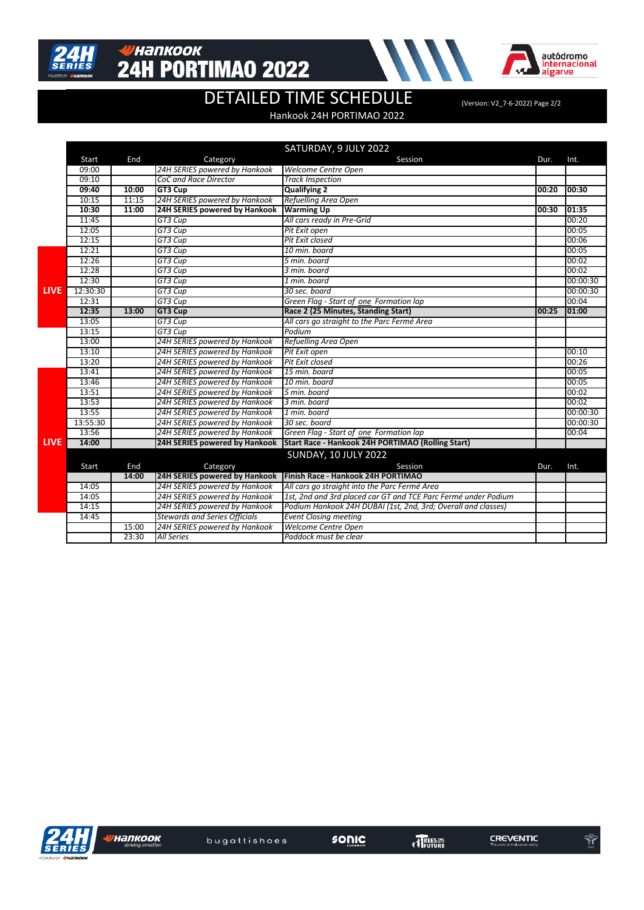# 24H PORTIMAO 2022

## DETAILED TIME SCHEDULE

(Version: V2_7-6-2022) Page 2/2

Hankook 24H PORTIMAO 2022

### SATURDAY, 9 JULY 2022

| | Start | End | Category | Session | Dur. | Int. |
|---|---|---|---|---|---|---|
| | 09:00 | | *24H SERIES powered by Hankook* | *Welcome Centre Open* | | |
| | 09:10 | | *CoC and Race Director* | *Track Inspection* | | |
| | **09:40** | **10:00** | **GT3 Cup** | **Qualifying 2** | **00:20** | **00:30** |
| | 10:15 | 11:15 | *24H SERIES powered by Hankook* | *Refuelling Area Open* | | |
| | **10:30** | **11:00** | **24H SERIES powered by Hankook** | **Warming Up** | **00:30** | **01:35** |
| | 11:45 | | *GT3 Cup* | *All cars ready in Pre-Grid* | | 00:20 |
| | 12:05 | | *GT3 Cup* | *Pit Exit open* | | 00:05 |
| | 12:15 | | *GT3 Cup* | *Pit Exit closed* | | 00:06 |
| LIVE | 12:21 | | *GT3 Cup* | *10 min. board* | | 00:05 |
| LIVE | 12:26 | | *GT3 Cup* | *5 min. board* | | 00:02 |
| LIVE | 12:28 | | *GT3 Cup* | *3 min. board* | | 00:02 |
| LIVE | 12:30 | | *GT3 Cup* | *1 min. board* | | 00:00:30 |
| LIVE | 12:30:30 | | *GT3 Cup* | *30 sec. board* | | 00:00:30 |
| LIVE | 12:31 | | *GT3 Cup* | *Green Flag - Start of one Formation lap* | | 00:04 |
| LIVE | **12:35** | **13:00** | **GT3 Cup** | **Race 2 (25 Minutes, Standing Start)** | **00:25** | **01:00** |
| LIVE | 13:05 | | *GT3 Cup* | *All cars go straight to the Parc Fermé Area* | | |
| | 13:15 | | *GT3 Cup* | *Podium* | | |
| | 13:00 | | *24H SERIES powered by Hankook* | *Refuelling Area Open* | | |
| | 13:10 | | *24H SERIES powered by Hankook* | *Pit Exit open* | | 00:10 |
| | 13:20 | | *24H SERIES powered by Hankook* | *Pit Exit closed* | | 00:26 |
| LIVE | 13:41 | | *24H SERIES powered by Hankook* | *15 min. board* | | 00:05 |
| LIVE | 13:46 | | *24H SERIES powered by Hankook* | *10 min. board* | | 00:05 |
| LIVE | 13:51 | | *24H SERIES powered by Hankook* | *5 min. board* | | 00:02 |
| LIVE | 13:53 | | *24H SERIES powered by Hankook* | *3 min. board* | | 00:02 |
| LIVE | 13:55 | | *24H SERIES powered by Hankook* | *1 min. board* | | 00:00:30 |
| LIVE | 13:55:30 | | *24H SERIES powered by Hankook* | *30 sec. board* | | 00:00:30 |
| LIVE | 13:56 | | *24H SERIES powered by Hankook* | *Green Flag - Start of one Formation lap* | | 00:04 |
| LIVE | **14:00** | | **24H SERIES powered by Hankook** | **Start Race - Hankook 24H PORTIMAO (Rolling Start)** | | |

### SUNDAY, 10 JULY 2022

| | Start | End | Category | Session | Dur. | Int. |
|---|---|---|---|---|---|---|
| LIVE | | **14:00** | **24H SERIES powered by Hankook** | **Finish Race - Hankook 24H PORTIMAO** | | |
| LIVE | 14:05 | | *24H SERIES powered by Hankook* | *All cars go straight into the Parc Fermé Area* | | |
| LIVE | 14:05 | | *24H SERIES powered by Hankook* | *1st, 2nd and 3rd placed car GT and TCE Parc Fermé under Podium* | | |
| LIVE | 14:15 | | *24H SERIES powered by Hankook* | *Podium Hankook 24H DUBAI (1st, 2nd, 3rd; Overall and classes)* | | |
| LIVE | 14:45 | | *Stewards and Series Officials* | *Event Closing meeting* | | |
| | | 15:00 | *24H SERIES powered by Hankook* | *Welcome Centre Open* | | |
| | | 23:30 | *All Series* | *Paddock must be clear* | | |